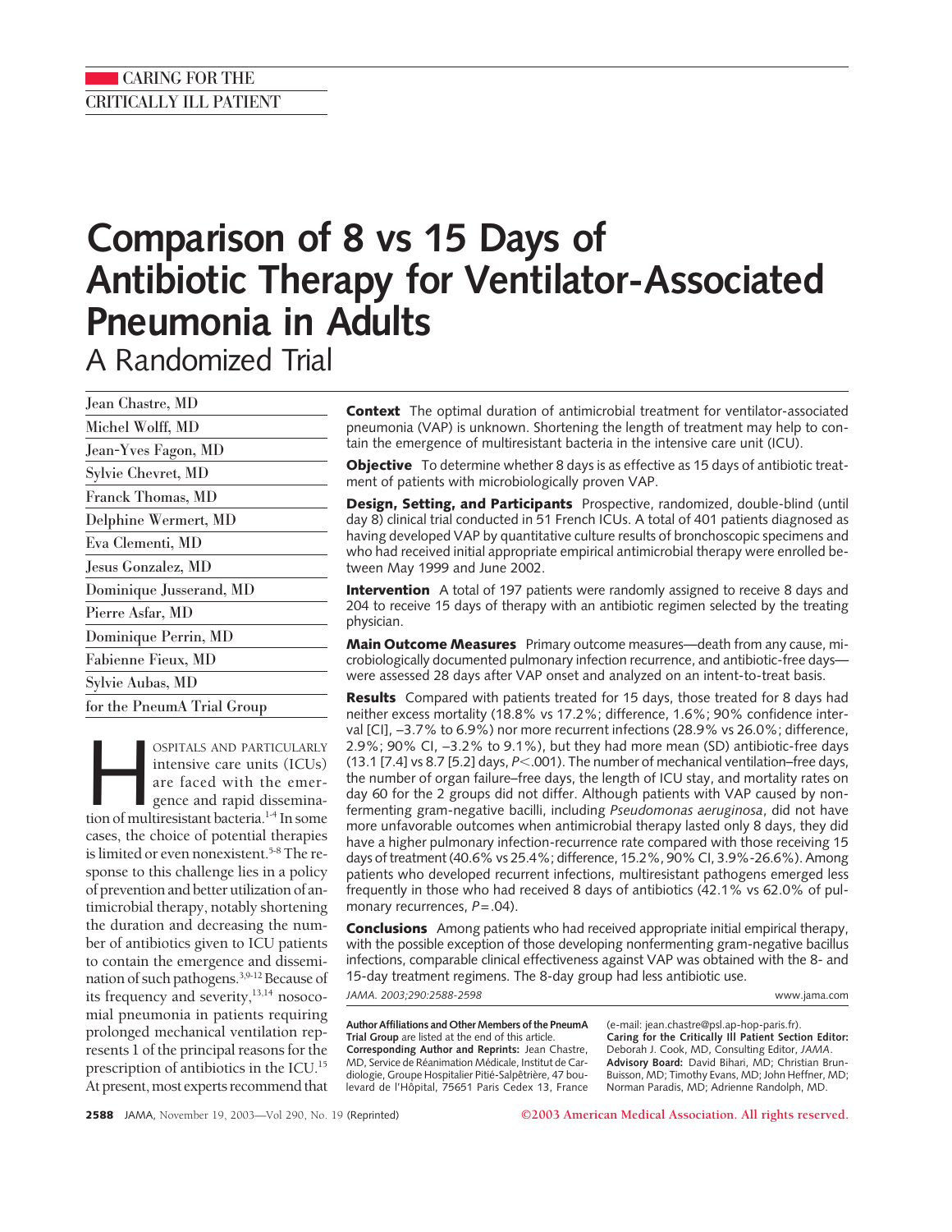CARING FOR THE CRITICALLY ILL PATIENT

# Comparison of 8 vs 15 Days of Antibiotic Therapy for Ventilator-Associated Pneumonia in Adults

## A Randomized Trial

Jean Chastre, MD
Michel Wolff, MD
Jean-Yves Fagon, MD
Sylvie Chevret, MD
Franck Thomas, MD
Delphine Wermert, MD
Eva Clementi, MD
Jesus Gonzalez, MD
Dominique Jusserand, MD
Pierre Asfar, MD
Dominique Perrin, MD
Fabienne Fieux, MD
Sylvie Aubas, MD
for the PneumA Trial Group

**Context** The optimal duration of antimicrobial treatment for ventilator-associated pneumonia (VAP) is unknown. Shortening the length of treatment may help to contain the emergence of multiresistant bacteria in the intensive care unit (ICU).

**Objective** To determine whether 8 days is as effective as 15 days of antibiotic treatment of patients with microbiologically proven VAP.

**Design, Setting, and Participants** Prospective, randomized, double-blind (until day 8) clinical trial conducted in 51 French ICUs. A total of 401 patients diagnosed as having developed VAP by quantitative culture results of bronchoscopic specimens and who had received initial appropriate empirical antimicrobial therapy were enrolled between May 1999 and June 2002.

**Intervention** A total of 197 patients were randomly assigned to receive 8 days and 204 to receive 15 days of therapy with an antibiotic regimen selected by the treating physician.

**Main Outcome Measures** Primary outcome measures—death from any cause, microbiologically documented pulmonary infection recurrence, and antibiotic-free days—were assessed 28 days after VAP onset and analyzed on an intent-to-treat basis.

**Results** Compared with patients treated for 15 days, those treated for 8 days had neither excess mortality (18.8% vs 17.2%; difference, 1.6%; 90% confidence interval [CI], −3.7% to 6.9%) nor more recurrent infections (28.9% vs 26.0%; difference, 2.9%; 90% CI, −3.2% to 9.1%), but they had more mean (SD) antibiotic-free days (13.1 [7.4] vs 8.7 [5.2] days, $P<.001$). The number of mechanical ventilation–free days, the number of organ failure–free days, the length of ICU stay, and mortality rates on day 60 for the 2 groups did not differ. Although patients with VAP caused by nonfermenting gram-negative bacilli, including *Pseudomonas aeruginosa*, did not have more unfavorable outcomes when antimicrobial therapy lasted only 8 days, they did have a higher pulmonary infection-recurrence rate compared with those receiving 15 days of treatment (40.6% vs 25.4%; difference, 15.2%, 90% CI, 3.9%-26.6%). Among patients who developed recurrent infections, multiresistant pathogens emerged less frequently in those who had received 8 days of antibiotics (42.1% vs 62.0% of pulmonary recurrences, $P=.04$).

**Conclusions** Among patients who had received appropriate initial empirical therapy, with the possible exception of those developing nonfermenting gram-negative bacillus infections, comparable clinical effectiveness against VAP was obtained with the 8- and 15-day treatment regimens. The 8-day group had less antibiotic use.

*JAMA. 2003;290:2588-2598* www.jama.com

Hospitals and particularly intensive care units (ICUs) are faced with the emergence and rapid dissemination of multiresistant bacteria.[1-4] In some cases, the choice of potential therapies is limited or even nonexistent.[5-8] The response to this challenge lies in a policy of prevention and better utilization of antimicrobial therapy, notably shortening the duration and decreasing the number of antibiotics given to ICU patients to contain the emergence and dissemination of such pathogens.[3,9-12] Because of its frequency and severity,[13,14] nosocomial pneumonia in patients requiring prolonged mechanical ventilation represents 1 of the principal reasons for the prescription of antibiotics in the ICU.[15] At present, most experts recommend that

**Author Affiliations and Other Members of the PneumA Trial Group** are listed at the end of this article.
**Corresponding Author and Reprints:** Jean Chastre, MD, Service de Réanimation Médicale, Institut de Cardiologie, Groupe Hospitalier Pitié-Salpêtrière, 47 boulevard de l'Hôpital, 75651 Paris Cedex 13, France (e-mail: jean.chastre@psl.ap-hop-paris.fr).
**Caring for the Critically Ill Patient Section Editor:** Deborah J. Cook, MD, Consulting Editor, *JAMA*.
**Advisory Board:** David Bihari, MD; Christian Brun-Buisson, MD; Timothy Evans, MD; John Heffner, MD; Norman Paradis, MD; Adrienne Randolph, MD.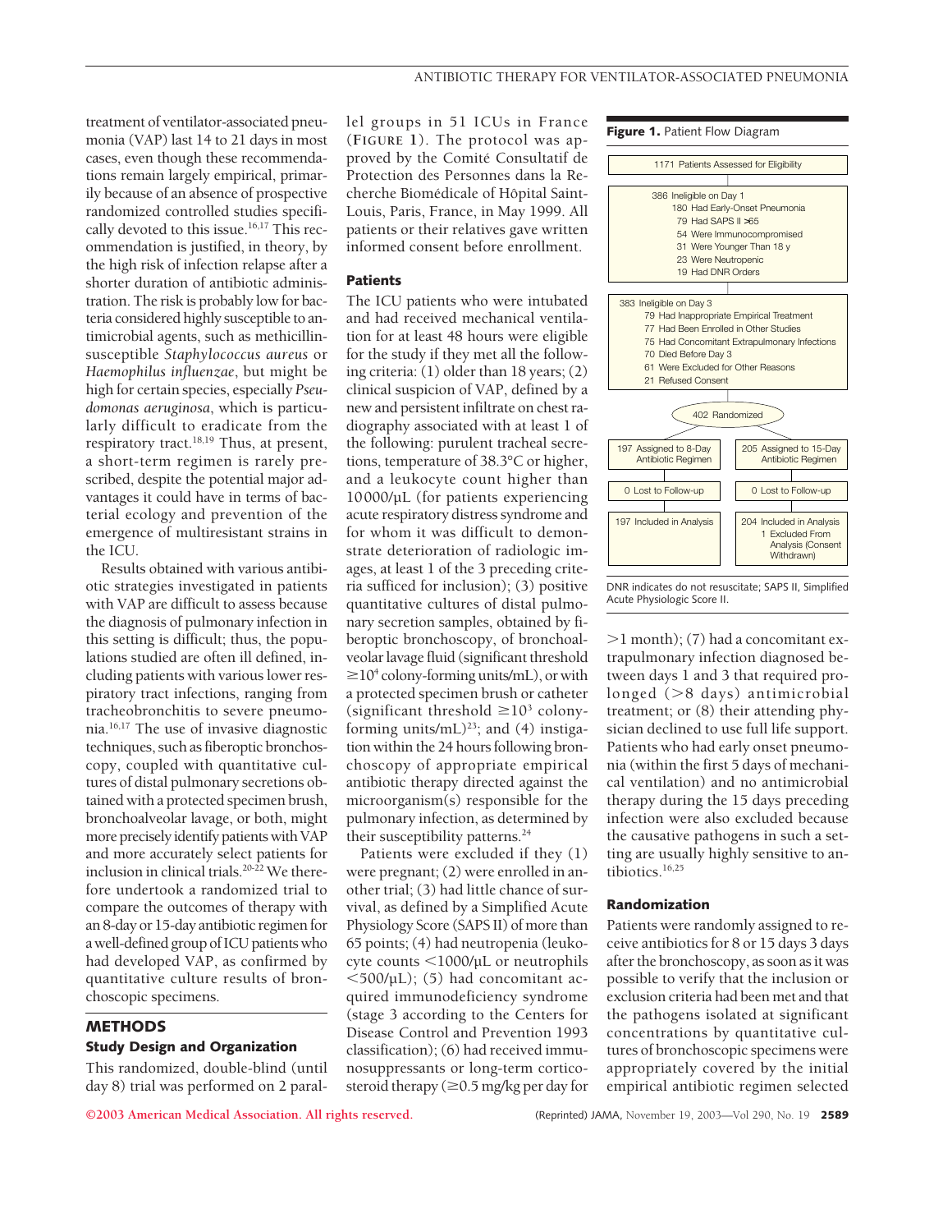treatment of ventilator-associated pneumonia (VAP) last 14 to 21 days in most cases, even though these recommendations remain largely empirical, primarily because of an absence of prospective randomized controlled studies specifically devoted to this issue.[16,17] This recommendation is justified, in theory, by the high risk of infection relapse after a shorter duration of antibiotic administration. The risk is probably low for bacteria considered highly susceptible to antimicrobial agents, such as methicillin-susceptible *Staphylococcus aureus* or *Haemophilus influenzae*, but might be high for certain species, especially *Pseudomonas aeruginosa*, which is particularly difficult to eradicate from the respiratory tract.[18,19] Thus, at present, a short-term regimen is rarely prescribed, despite the potential major advantages it could have in terms of bacterial ecology and prevention of the emergence of multiresistant strains in the ICU.

Results obtained with various antibiotic strategies investigated in patients with VAP are difficult to assess because the diagnosis of pulmonary infection in this setting is difficult; thus, the populations studied are often ill defined, including patients with various lower respiratory tract infections, ranging from tracheobronchitis to severe pneumonia.[16,17] The use of invasive diagnostic techniques, such as fiberoptic bronchoscopy, coupled with quantitative cultures of distal pulmonary secretions obtained with a protected specimen brush, bronchoalveolar lavage, or both, might more precisely identify patients with VAP and more accurately select patients for inclusion in clinical trials.[20-22] We therefore undertook a randomized trial to compare the outcomes of therapy with an 8-day or 15-day antibiotic regimen for a well-defined group of ICU patients who had developed VAP, as confirmed by quantitative culture results of bronchoscopic specimens.

## METHODS

### Study Design and Organization

This randomized, double-blind (until day 8) trial was performed on 2 parallel groups in 51 ICUs in France (FIGURE 1). The protocol was approved by the Comité Consultatif de Protection des Personnes dans la Recherche Biomédicale of Hôpital Saint-Louis, Paris, France, in May 1999. All patients or their relatives gave written informed consent before enrollment.

### Patients

The ICU patients who were intubated and had received mechanical ventilation for at least 48 hours were eligible for the study if they met all the following criteria: (1) older than 18 years; (2) clinical suspicion of VAP, defined by a new and persistent infiltrate on chest radiography associated with at least 1 of the following: purulent tracheal secretions, temperature of 38.3°C or higher, and a leukocyte count higher than 10000/μL (for patients experiencing acute respiratory distress syndrome and for whom it was difficult to demonstrate deterioration of radiologic images, at least 1 of the 3 preceding criteria sufficed for inclusion); (3) positive quantitative cultures of distal pulmonary secretion samples, obtained by fiberoptic bronchoscopy, of bronchoalveolar lavage fluid (significant threshold $\geq 10^4$ colony-forming units/mL), or with a protected specimen brush or catheter (significant threshold $\geq 10^3$ colony-forming units/mL)[23]; and (4) instigation within the 24 hours following bronchoscopy of appropriate empirical antibiotic therapy directed against the microorganism(s) responsible for the pulmonary infection, as determined by their susceptibility patterns.[24]

Patients were excluded if they (1) were pregnant; (2) were enrolled in another trial; (3) had little chance of survival, as defined by a Simplified Acute Physiology Score (SAPS II) of more than 65 points; (4) had neutropenia (leukocyte counts <1000/μL or neutrophils <500/μL); (5) had concomitant acquired immunodeficiency syndrome (stage 3 according to the Centers for Disease Control and Prevention 1993 classification); (6) had received immunosuppressants or long-term corticosteroid therapy (≥0.5 mg/kg per day for >1 month); (7) had a concomitant extrapulmonary infection diagnosed between days 1 and 3 that required prolonged (>8 days) antimicrobial treatment; or (8) their attending physician declined to use full life support. Patients who had early onset pneumonia (within the first 5 days of mechanical ventilation) and no antimicrobial therapy during the 15 days preceding infection were also excluded because the causative pathogens in such a setting are usually highly sensitive to antibiotics.[16,25]

**Figure 1.** Patient Flow Diagram

1171 Patients Assessed for Eligibility

386 Ineligible on Day 1
- 180 Had Early-Onset Pneumonia
- 79 Had SAPS II >65
- 54 Were Immunocompromised
- 31 Were Younger Than 18 y
- 23 Were Neutropenic
- 19 Had DNR Orders

383 Ineligible on Day 3
- 79 Had Inappropriate Empirical Treatment
- 77 Had Been Enrolled in Other Studies
- 75 Had Concomitant Extrapulmonary Infections
- 70 Died Before Day 3
- 61 Were Excluded for Other Reasons
- 21 Refused Consent

402 Randomized

| 197 Assigned to 8-Day Antibiotic Regimen | 205 Assigned to 15-Day Antibiotic Regimen |
|---|---|
| 0 Lost to Follow-up | 0 Lost to Follow-up |
| 197 Included in Analysis | 204 Included in Analysis; 1 Excluded From Analysis (Consent Withdrawn) |

DNR indicates do not resuscitate; SAPS II, Simplified Acute Physiologic Score II.

### Randomization

Patients were randomly assigned to receive antibiotics for 8 or 15 days 3 days after the bronchoscopy, as soon as it was possible to verify that the inclusion or exclusion criteria had been met and that the pathogens isolated at significant concentrations by quantitative cultures of bronchoscopic specimens were appropriately covered by the initial empirical antibiotic regimen selected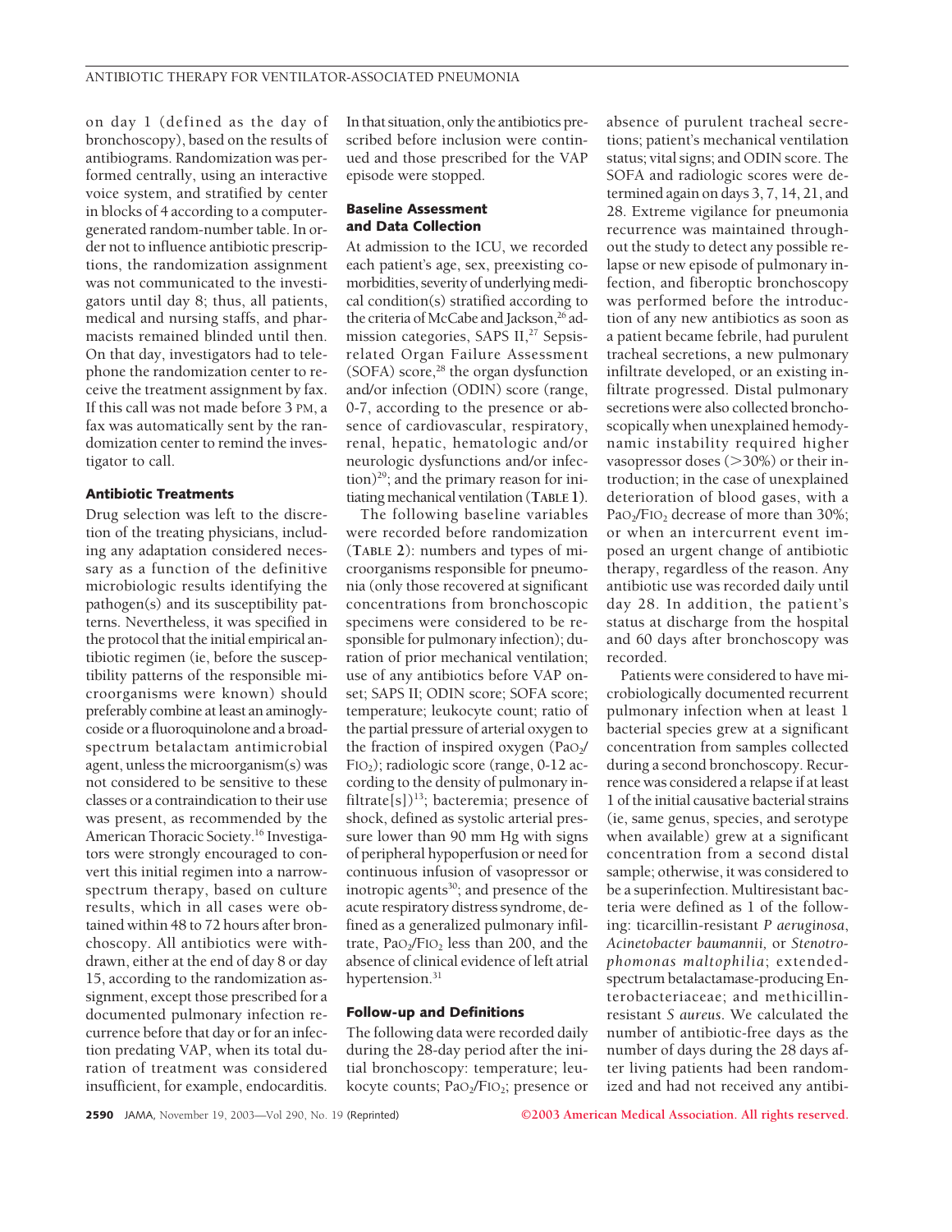on day 1 (defined as the day of bronchoscopy), based on the results of antibiograms. Randomization was performed centrally, using an interactive voice system, and stratified by center in blocks of 4 according to a computer-generated random-number table. In order not to influence antibiotic prescriptions, the randomization assignment was not communicated to the investigators until day 8; thus, all patients, medical and nursing staffs, and pharmacists remained blinded until then. On that day, investigators had to telephone the randomization center to receive the treatment assignment by fax. If this call was not made before 3 PM, a fax was automatically sent by the randomization center to remind the investigator to call.

### Antibiotic Treatments

Drug selection was left to the discretion of the treating physicians, including any adaptation considered necessary as a function of the definitive microbiologic results identifying the pathogen(s) and its susceptibility patterns. Nevertheless, it was specified in the protocol that the initial empirical antibiotic regimen (ie, before the susceptibility patterns of the responsible microorganisms were known) should preferably combine at least an aminoglycoside or a fluoroquinolone and a broad-spectrum betalactam antimicrobial agent, unless the microorganism(s) was not considered to be sensitive to these classes or a contraindication to their use was present, as recommended by the American Thoracic Society.[16] Investigators were strongly encouraged to convert this initial regimen into a narrow-spectrum therapy, based on culture results, which in all cases were obtained within 48 to 72 hours after bronchoscopy. All antibiotics were withdrawn, either at the end of day 8 or day 15, according to the randomization assignment, except those prescribed for a documented pulmonary infection recurrence before that day or for an infection predating VAP, when its total duration of treatment was considered insufficient, for example, endocarditis. In that situation, only the antibiotics prescribed before inclusion were continued and those prescribed for the VAP episode were stopped.

### Baseline Assessment and Data Collection

At admission to the ICU, we recorded each patient's age, sex, preexisting comorbidities, severity of underlying medical condition(s) stratified according to the criteria of McCabe and Jackson,[26] admission categories, SAPS II,[27] Sepsis-related Organ Failure Assessment (SOFA) score,[28] the organ dysfunction and/or infection (ODIN) score (range, 0-7, according to the presence or absence of cardiovascular, respiratory, renal, hepatic, hematologic and/or neurologic dysfunctions and/or infection)[29]; and the primary reason for initiating mechanical ventilation (**TABLE 1**).

The following baseline variables were recorded before randomization (**TABLE 2**): numbers and types of microorganisms responsible for pneumonia (only those recovered at significant concentrations from bronchoscopic specimens were considered to be responsible for pulmonary infection); duration of prior mechanical ventilation; use of any antibiotics before VAP onset; SAPS II; ODIN score; SOFA score; temperature; leukocyte count; ratio of the partial pressure of arterial oxygen to the fraction of inspired oxygen ($PaO_2/FIO_2$); radiologic score (range, 0-12 according to the density of pulmonary infiltrate[s])[13]; bacteremia; presence of shock, defined as systolic arterial pressure lower than 90 mm Hg with signs of peripheral hypoperfusion or need for continuous infusion of vasopressor or inotropic agents[30]; and presence of the acute respiratory distress syndrome, defined as a generalized pulmonary infiltrate, $PaO_2/FIO_2$ less than 200, and the absence of clinical evidence of left atrial hypertension.[31]

### Follow-up and Definitions

The following data were recorded daily during the 28-day period after the initial bronchoscopy: temperature; leukocyte counts; $PaO_2/FIO_2$; presence or absence of purulent tracheal secretions; patient's mechanical ventilation status; vital signs; and ODIN score. The SOFA and radiologic scores were determined again on days 3, 7, 14, 21, and 28. Extreme vigilance for pneumonia recurrence was maintained throughout the study to detect any possible relapse or new episode of pulmonary infection, and fiberoptic bronchoscopy was performed before the introduction of any new antibiotics as soon as a patient became febrile, had purulent tracheal secretions, a new pulmonary infiltrate developed, or an existing infiltrate progressed. Distal pulmonary secretions were also collected bronchoscopically when unexplained hemodynamic instability required higher vasopressor doses (>30%) or their introduction; in the case of unexplained deterioration of blood gases, with a $PaO_2/FIO_2$ decrease of more than 30%; or when an intercurrent event imposed an urgent change of antibiotic therapy, regardless of the reason. Any antibiotic use was recorded daily until day 28. In addition, the patient's status at discharge from the hospital and 60 days after bronchoscopy was recorded.

Patients were considered to have microbiologically documented recurrent pulmonary infection when at least 1 bacterial species grew at a significant concentration from samples collected during a second bronchoscopy. Recurrence was considered a relapse if at least 1 of the initial causative bacterial strains (ie, same genus, species, and serotype when available) grew at a significant concentration from a second distal sample; otherwise, it was considered to be a superinfection. Multiresistant bacteria were defined as 1 of the following: ticarcillin-resistant *P aeruginosa*, *Acinetobacter baumannii*, or *Stenotrophomonas maltophilia*; extended-spectrum betalactamase-producing Enterobacteriaceae; and methicillin-resistant *S aureus*. We calculated the number of antibiotic-free days as the number of days during the 28 days after living patients had been randomized and had not received any antibi-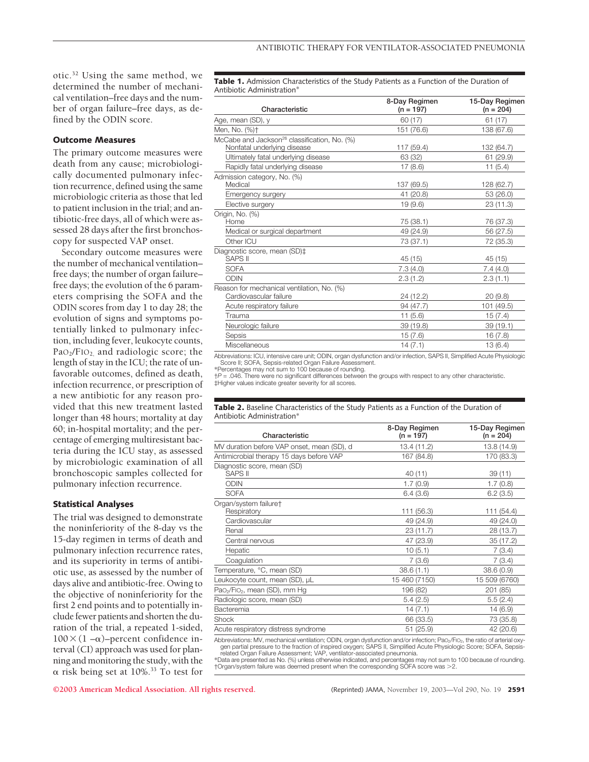otic.[32] Using the same method, we determined the number of mechanical ventilation–free days and the number of organ failure–free days, as defined by the ODIN score.

### Outcome Measures

The primary outcome measures were death from any cause; microbiologically documented pulmonary infection recurrence, defined using the same microbiologic criteria as those that led to patient inclusion in the trial; and antibiotic-free days, all of which were assessed 28 days after the first bronchoscopy for suspected VAP onset.

Secondary outcome measures were the number of mechanical ventilation–free days; the number of organ failure–free days; the evolution of the 6 parameters comprising the SOFA and the ODIN scores from day 1 to day 28; the evolution of signs and symptoms potentially linked to pulmonary infection, including fever, leukocyte counts, $PaO_2/FIO_2$, and radiologic score; the length of stay in the ICU; the rate of unfavorable outcomes, defined as death, infection recurrence, or prescription of a new antibiotic for any reason provided that this new treatment lasted longer than 48 hours; mortality at day 60; in-hospital mortality; and the percentage of emerging multiresistant bacteria during the ICU stay, as assessed by microbiologic examination of all bronchoscopic samples collected for pulmonary infection recurrence.

### Statistical Analyses

The trial was designed to demonstrate the noninferiority of the 8-day vs the 15-day regimen in terms of death and pulmonary infection recurrence rates, and its superiority in terms of antibiotic use, as assessed by the number of days alive and antibiotic-free. Owing to the objective of noninferiority for the first 2 end points and to potentially include fewer patients and shorten the duration of the trial, a repeated 1-sided, $100 \times (1 - \alpha)$–percent confidence interval (CI) approach was used for planning and monitoring the study, with the $\alpha$ risk being set at 10%.[33] To test for

**Table 1.** Admission Characteristics of the Study Patients as a Function of the Duration of Antibiotic Administration*

| Characteristic | 8-Day Regimen (n = 197) | 15-Day Regimen (n = 204) |
|---|---|---|
| Age, mean (SD), y | 60 (17) | 61 (17) |
| Men, No. (%)† | 151 (76.6) | 138 (67.6) |
| McCabe and Jackson[26] classification, No. (%) | | |
| Nonfatal underlying disease | 117 (59.4) | 132 (64.7) |
| Ultimately fatal underlying disease | 63 (32) | 61 (29.9) |
| Rapidly fatal underlying disease | 17 (8.6) | 11 (5.4) |
| Admission category, No. (%) | | |
| Medical | 137 (69.5) | 128 (62.7) |
| Emergency surgery | 41 (20.8) | 53 (26.0) |
| Elective surgery | 19 (9.6) | 23 (11.3) |
| Origin, No. (%) | | |
| Home | 75 (38.1) | 76 (37.3) |
| Medical or surgical department | 49 (24.9) | 56 (27.5) |
| Other ICU | 73 (37.1) | 72 (35.3) |
| Diagnostic score, mean (SD)‡ | | |
| SAPS II | 45 (15) | 45 (15) |
| SOFA | 7.3 (4.0) | 7.4 (4.0) |
| ODIN | 2.3 (1.2) | 2.3 (1.1) |
| Reason for mechanical ventilation, No. (%) | | |
| Cardiovascular failure | 24 (12.2) | 20 (9.8) |
| Acute respiratory failure | 94 (47.7) | 101 (49.5) |
| Trauma | 11 (5.6) | 15 (7.4) |
| Neurologic failure | 39 (19.8) | 39 (19.1) |
| Sepsis | 15 (7.6) | 16 (7.8) |
| Miscellaneous | 14 (7.1) | 13 (6.4) |

Abbreviations: ICU, intensive care unit; ODIN, organ dysfunction and/or infection, SAPS II, Simplified Acute Physiologic Score II; SOFA, Sepsis-related Organ Failure Assessment.
*Percentages may not sum to 100 because of rounding.
†$P = .046$. There were no significant differences between the groups with respect to any other characteristic.
‡Higher values indicate greater severity for all scores.

**Table 2.** Baseline Characteristics of the Study Patients as a Function of the Duration of Antibiotic Administration*

| Characteristic | 8-Day Regimen (n = 197) | 15-Day Regimen (n = 204) |
|---|---|---|
| MV duration before VAP onset, mean (SD), d | 13.4 (11.2) | 13.8 (14.9) |
| Antimicrobial therapy 15 days before VAP | 167 (84.8) | 170 (83.3) |
| Diagnostic score, mean (SD) | | |
| SAPS II | 40 (11) | 39 (11) |
| ODIN | 1.7 (0.9) | 1.7 (0.8) |
| SOFA | 6.4 (3.6) | 6.2 (3.5) |
| Organ/system failure† | | |
| Respiratory | 111 (56.3) | 111 (54.4) |
| Cardiovascular | 49 (24.9) | 49 (24.0) |
| Renal | 23 (11.7) | 28 (13.7) |
| Central nervous | 47 (23.9) | 35 (17.2) |
| Hepatic | 10 (5.1) | 7 (3.4) |
| Coagulation | 7 (3.6) | 7 (3.4) |
| Temperature, °C, mean (SD) | 38.6 (1.1) | 38.6 (0.9) |
| Leukocyte count, mean (SD), μL | 15 460 (7150) | 15 509 (6760) |
| $PaO_2/FIO_2$, mean (SD), mm Hg | 196 (82) | 201 (85) |
| Radiologic score, mean (SD) | 5.4 (2.5) | 5.5 (2.4) |
| Bacteremia | 14 (7.1) | 14 (6.9) |
| Shock | 66 (33.5) | 73 (35.8) |
| Acute respiratory distress syndrome | 51 (25.9) | 42 (20.6) |

Abbreviations: MV, mechanical ventilation; ODIN, organ dysfunction and/or infection; $PaO_2/FIO_2$, the ratio of arterial oxygen partial pressure to the fraction of inspired oxygen; SAPS II, Simplified Acute Physiologic Score; SOFA, Sepsis-related Organ Failure Assessment; VAP, ventilator-associated pneumonia.
*Data are presented as No. (%) unless otherwise indicated, and percentages may not sum to 100 because of rounding.
†Organ/system failure was deemed present when the corresponding SOFA score was >2.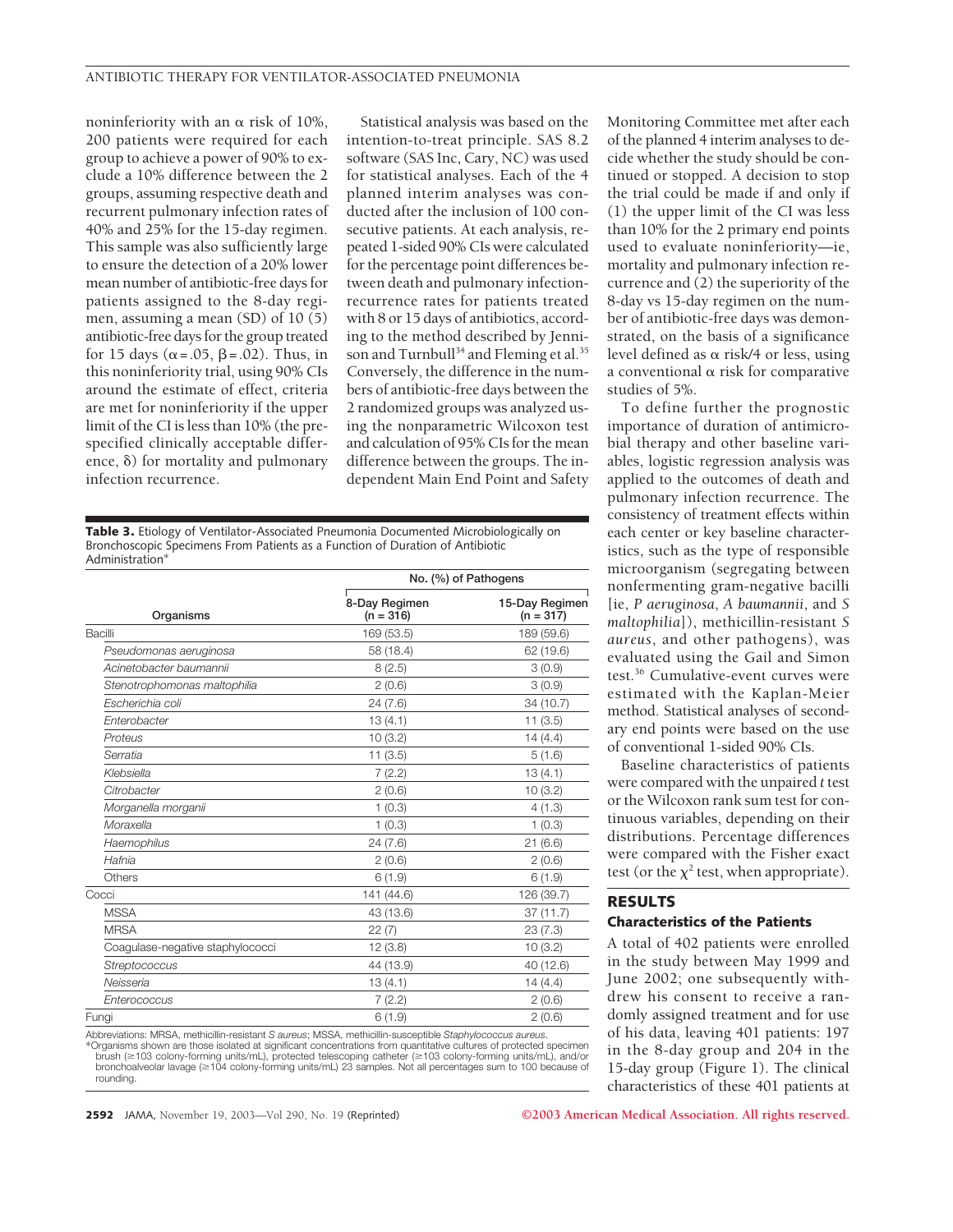noninferiority with an α risk of 10%, 200 patients were required for each group to achieve a power of 90% to exclude a 10% difference between the 2 groups, assuming respective death and recurrent pulmonary infection rates of 40% and 25% for the 15-day regimen. This sample was also sufficiently large to ensure the detection of a 20% lower mean number of antibiotic-free days for patients assigned to the 8-day regimen, assuming a mean (SD) of 10 (5) antibiotic-free days for the group treated for 15 days ($\alpha = .05$, $\beta = .02$). Thus, in this noninferiority trial, using 90% CIs around the estimate of effect, criteria are met for noninferiority if the upper limit of the CI is less than 10% (the prespecified clinically acceptable difference, δ) for mortality and pulmonary infection recurrence.

Statistical analysis was based on the intention-to-treat principle. SAS 8.2 software (SAS Inc, Cary, NC) was used for statistical analyses. Each of the 4 planned interim analyses was conducted after the inclusion of 100 consecutive patients. At each analysis, repeated 1-sided 90% CIs were calculated for the percentage point differences between death and pulmonary infection-recurrence rates for patients treated with 8 or 15 days of antibiotics, according to the method described by Jennison and Turnbull[34] and Fleming et al.[35] Conversely, the difference in the numbers of antibiotic-free days between the 2 randomized groups was analyzed using the nonparametric Wilcoxon test and calculation of 95% CIs for the mean difference between the groups. The independent Main End Point and Safety Monitoring Committee met after each of the planned 4 interim analyses to decide whether the study should be continued or stopped. A decision to stop the trial could be made if and only if (1) the upper limit of the CI was less than 10% for the 2 primary end points used to evaluate noninferiority—ie, mortality and pulmonary infection recurrence and (2) the superiority of the 8-day vs 15-day regimen on the number of antibiotic-free days was demonstrated, on the basis of a significance level defined as α risk/4 or less, using a conventional α risk for comparative studies of 5%.

To define further the prognostic importance of duration of antimicrobial therapy and other baseline variables, logistic regression analysis was applied to the outcomes of death and pulmonary infection recurrence. The consistency of treatment effects within each center or key baseline characteristics, such as the type of responsible microorganism (segregating between nonfermenting gram-negative bacilli [ie, *P aeruginosa*, *A baumannii*, and *S maltophilia*]), methicillin-resistant *S aureus*, and other pathogens), was evaluated using the Gail and Simon test.[36] Cumulative-event curves were estimated with the Kaplan-Meier method. Statistical analyses of secondary end points were based on the use of conventional 1-sided 90% CIs.

Baseline characteristics of patients were compared with the unpaired *t* test or the Wilcoxon rank sum test for continuous variables, depending on their distributions. Percentage differences were compared with the Fisher exact test (or the $\chi^2$ test, when appropriate).

**Table 3.** Etiology of Ventilator-Associated Pneumonia Documented Microbiologically on Bronchoscopic Specimens From Patients as a Function of Duration of Antibiotic Administration*

| | No. (%) of Pathogens | |
|---|---|---|
| Organisms | 8-Day Regimen (n = 316) | 15-Day Regimen (n = 317) |
| Bacilli | 169 (53.5) | 189 (59.6) |
| *Pseudomonas aeruginosa* | 58 (18.4) | 62 (19.6) |
| *Acinetobacter baumannii* | 8 (2.5) | 3 (0.9) |
| *Stenotrophomonas maltophilia* | 2 (0.6) | 3 (0.9) |
| *Escherichia coli* | 24 (7.6) | 34 (10.7) |
| *Enterobacter* | 13 (4.1) | 11 (3.5) |
| *Proteus* | 10 (3.2) | 14 (4.4) |
| *Serratia* | 11 (3.5) | 5 (1.6) |
| *Klebsiella* | 7 (2.2) | 13 (4.1) |
| *Citrobacter* | 2 (0.6) | 10 (3.2) |
| *Morganella morganii* | 1 (0.3) | 4 (1.3) |
| *Moraxella* | 1 (0.3) | 1 (0.3) |
| *Haemophilus* | 24 (7.6) | 21 (6.6) |
| *Hafnia* | 2 (0.6) | 2 (0.6) |
| Others | 6 (1.9) | 6 (1.9) |
| Cocci | 141 (44.6) | 126 (39.7) |
| MSSA | 43 (13.6) | 37 (11.7) |
| MRSA | 22 (7) | 23 (7.3) |
| Coagulase-negative staphylococci | 12 (3.8) | 10 (3.2) |
| *Streptococcus* | 44 (13.9) | 40 (12.6) |
| *Neisseria* | 13 (4.1) | 14 (4.4) |
| *Enterococcus* | 7 (2.2) | 2 (0.6) |
| Fungi | 6 (1.9) | 2 (0.6) |

Abbreviations: MRSA, methicillin-resistant *S aureus*; MSSA, methicillin-susceptible *Staphylococcus aureus*.
*Organisms shown are those isolated at significant concentrations from quantitative cultures of protected specimen brush (≥103 colony-forming units/mL), protected telescoping catheter (≥103 colony-forming units/mL), and/or bronchoalveolar lavage (≥104 colony-forming units/mL) 23 samples. Not all percentages sum to 100 because of rounding.

## RESULTS

### Characteristics of the Patients

A total of 402 patients were enrolled in the study between May 1999 and June 2002; one subsequently withdrew his consent to receive a randomly assigned treatment and for use of his data, leaving 401 patients: 197 in the 8-day group and 204 in the 15-day group (Figure 1). The clinical characteristics of these 401 patients at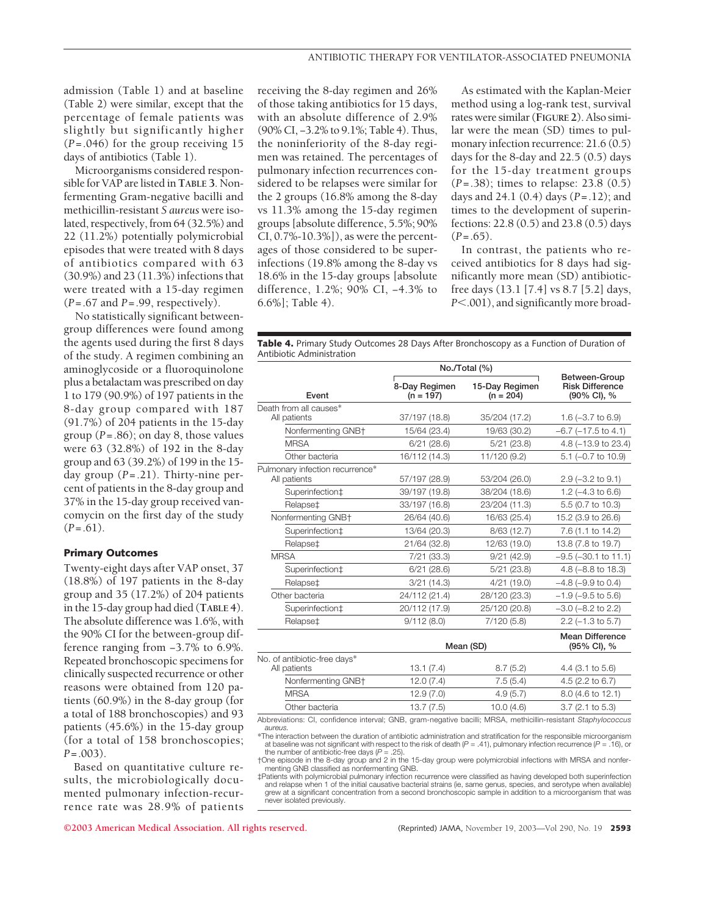admission (Table 1) and at baseline (Table 2) were similar, except that the percentage of female patients was slightly but significantly higher ($P$=.046) for the group receiving 15 days of antibiotics (Table 1).

Microorganisms considered responsible for VAP are listed in **TABLE 3**. Nonfermenting Gram-negative bacilli and methicillin-resistant *S aureus* were isolated, respectively, from 64 (32.5%) and 22 (11.2%) potentially polymicrobial episodes that were treated with 8 days of antibiotics compared with 63 (30.9%) and 23 (11.3%) infections that were treated with a 15-day regimen ($P$=.67 and $P$=.99, respectively).

No statistically significant between-group differences were found among the agents used during the first 8 days of the study. A regimen combining an aminoglycoside or a fluoroquinolone plus a betalactam was prescribed on day 1 to 179 (90.9%) of 197 patients in the 8-day group compared with 187 (91.7%) of 204 patients in the 15-day group ($P$=.86); on day 8, those values were 63 (32.8%) of 192 in the 8-day group and 63 (39.2%) of 199 in the 15-day group ($P$=.21). Thirty-nine percent of patients in the 8-day group and 37% in the 15-day group received vancomycin on the first day of the study ($P$=.61).

### Primary Outcomes

Twenty-eight days after VAP onset, 37 (18.8%) of 197 patients in the 8-day group and 35 (17.2%) of 204 patients in the 15-day group had died (**TABLE 4**). The absolute difference was 1.6%, with the 90% CI for the between-group difference ranging from −3.7% to 6.9%. Repeated bronchoscopic specimens for clinically suspected recurrence or other reasons were obtained from 120 patients (60.9%) in the 8-day group (for a total of 188 bronchoscopies) and 93 patients (45.6%) in the 15-day group (for a total of 158 bronchoscopies; $P$=.003).

Based on quantitative culture results, the microbiologically documented pulmonary infection-recurrence rate was 28.9% of patients receiving the 8-day regimen and 26% of those taking antibiotics for 15 days, with an absolute difference of 2.9% (90% CI, −3.2% to 9.1%; Table 4). Thus, the noninferiority of the 8-day regimen was retained. The percentages of pulmonary infection recurrences considered to be relapses were similar for the 2 groups (16.8% among the 8-day vs 11.3% among the 15-day regimen groups [absolute difference, 5.5%; 90% CI, 0.7%-10.3%]), as were the percentages of those considered to be superinfections (19.8% among the 8-day vs 18.6% in the 15-day groups [absolute difference, 1.2%; 90% CI, −4.3% to 6.6%]; Table 4).

As estimated with the Kaplan-Meier method using a log-rank test, survival rates were similar (**FIGURE 2**). Also similar were the mean (SD) times to pulmonary infection recurrence: 21.6 (0.5) days for the 8-day and 22.5 (0.5) days for the 15-day treatment groups ($P$=.38); times to relapse: 23.8 (0.5) days and 24.1 (0.4) days ($P$=.12); and times to the development of superinfections: 22.8 (0.5) and 23.8 (0.5) days ($P$=.65).

In contrast, the patients who received antibiotics for 8 days had significantly more mean (SD) antibiotic-free days (13.1 [7.4] vs 8.7 [5.2] days, $P$<.001), and significantly more broad-

**Table 4.** Primary Study Outcomes 28 Days After Bronchoscopy as a Function of Duration of Antibiotic Administration

| Event | No./Total (%) | | Between-Group Risk Difference (90% CI), % |
|---|---|---|---|
| | 8-Day Regimen (n = 197) | 15-Day Regimen (n = 204) | |
| **Death from all causes*** | | | |
| All patients | 37/197 (18.8) | 35/204 (17.2) | 1.6 (−3.7 to 6.9) |
| Nonfermenting GNB† | 15/64 (23.4) | 19/63 (30.2) | −6.7 (−17.5 to 4.1) |
| MRSA | 6/21 (28.6) | 5/21 (23.8) | 4.8 (−13.9 to 23.4) |
| Other bacteria | 16/112 (14.3) | 11/120 (9.2) | 5.1 (−0.7 to 10.9) |
| **Pulmonary infection recurrence*** | | | |
| All patients | 57/197 (28.9) | 53/204 (26.0) | 2.9 (−3.2 to 9.1) |
| Superinfection‡ | 39/197 (19.8) | 38/204 (18.6) | 1.2 (−4.3 to 6.6) |
| Relapse‡ | 33/197 (16.8) | 23/204 (11.3) | 5.5 (0.7 to 10.3) |
| Nonfermenting GNB† | 26/64 (40.6) | 16/63 (25.4) | 15.2 (3.9 to 26.6) |
| Superinfection‡ | 13/64 (20.3) | 8/63 (12.7) | 7.6 (1.1 to 14.2) |
| Relapse‡ | 21/64 (32.8) | 12/63 (19.0) | 13.8 (7.8 to 19.7) |
| MRSA | 7/21 (33.3) | 9/21 (42.9) | −9.5 (−30.1 to 11.1) |
| Superinfection‡ | 6/21 (28.6) | 5/21 (23.8) | 4.8 (−8.8 to 18.3) |
| Relapse‡ | 3/21 (14.3) | 4/21 (19.0) | −4.8 (−9.9 to 0.4) |
| Other bacteria | 24/112 (21.4) | 28/120 (23.3) | −1.9 (−9.5 to 5.6) |
| Superinfection‡ | 20/112 (17.9) | 25/120 (20.8) | −3.0 (−8.2 to 2.2) |
| Relapse‡ | 9/112 (8.0) | 7/120 (5.8) | 2.2 (−1.3 to 5.7) |
| | **Mean (SD)** | | **Mean Difference (95% CI), %** |
| **No. of antibiotic-free days*** | | | |
| All patients | 13.1 (7.4) | 8.7 (5.2) | 4.4 (3.1 to 5.6) |
| Nonfermenting GNB† | 12.0 (7.4) | 7.5 (5.4) | 4.5 (2.2 to 6.7) |
| MRSA | 12.9 (7.0) | 4.9 (5.7) | 8.0 (4.6 to 12.1) |
| Other bacteria | 13.7 (7.5) | 10.0 (4.6) | 3.7 (2.1 to 5.3) |

Abbreviations: CI, confidence interval; GNB, gram-negative bacilli; MRSA, methicillin-resistant *Staphylococcus aureus*.

*The interaction between the duration of antibiotic administration and stratification for the responsible microorganism at baseline was not significant with respect to the risk of death ($P$ = .41), pulmonary infection recurrence ($P$ = .16), or the number of antibiotic-free days ($P$ = .25).

†One episode in the 8-day group and 2 in the 15-day group were polymicrobial infections with MRSA and nonfermenting GNB classified as nonfermenting GNB.

‡Patients with polymicrobial pulmonary infection recurrence were classified as having developed both superinfection and relapse when 1 of the initial causative bacterial strains (ie, same genus, species, and serotype when available) grew at a significant concentration from a second bronchoscopic sample in addition to a microorganism that was never isolated previously.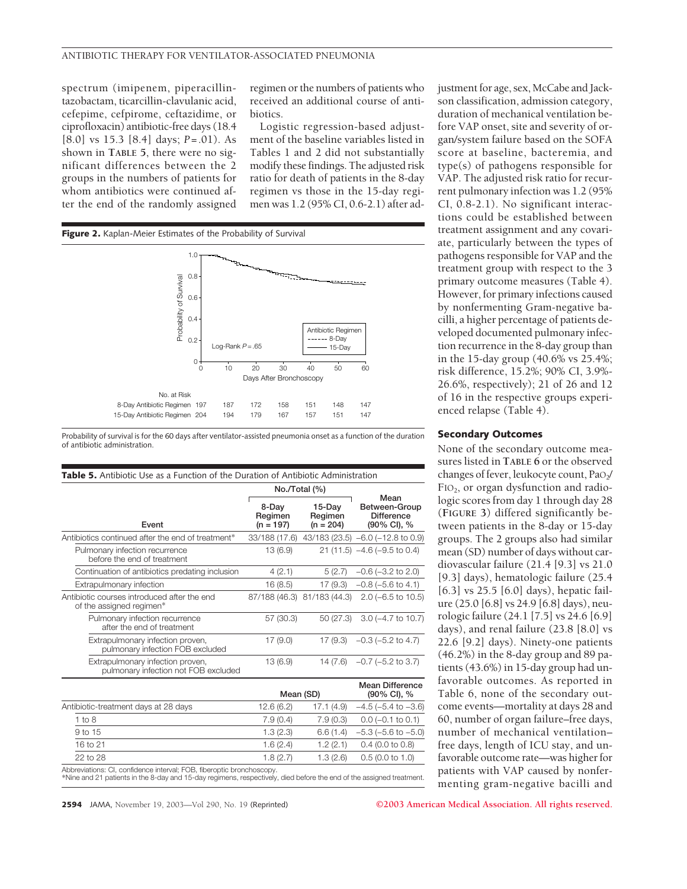spectrum (imipenem, piperacillin-tazobactam, ticarcillin-clavulanic acid, cefepime, cefpirome, ceftazidime, or ciprofloxacin) antibiotic-free days (18.4 [8.0] vs 15.3 [8.4] days; $P=.01$). As shown in **TABLE 5**, there were no significant differences between the 2 groups in the numbers of patients for whom antibiotics were continued after the end of the randomly assigned regimen or the numbers of patients who received an additional course of antibiotics.

Logistic regression-based adjustment of the baseline variables listed in Tables 1 and 2 did not substantially modify these findings. The adjusted risk ratio for death of patients in the 8-day regimen vs those in the 15-day regimen was 1.2 (95% CI, 0.6-2.1) after adjustment for age, sex, McCabe and Jackson classification, admission category, duration of mechanical ventilation before VAP onset, site and severity of organ/system failure based on the SOFA score at baseline, bacteremia, and type(s) of pathogens responsible for VAP. The adjusted risk ratio for recurrent pulmonary infection was 1.2 (95% CI, 0.8-2.1). No significant interactions could be established between treatment assignment and any covariate, particularly between the types of pathogens responsible for VAP and the treatment group with respect to the 3 primary outcome measures (Table 4). However, for primary infections caused by nonfermenting Gram-negative bacilli, a higher percentage of patients developed documented pulmonary infection recurrence in the 8-day group than in the 15-day group (40.6% vs 25.4%; risk difference, 15.2%; 90% CI, 3.9%-26.6%, respectively); 21 of 26 and 12 of 16 in the respective groups experienced relapse (Table 4).

**Figure 2.** Kaplan-Meier Estimates of the Probability of Survival

| No. at Risk | 0 | 10 | 20 | 30 | 40 | 50 | 60 |
|---|---|---|---|---|---|---|---|
| 8-Day Antibiotic Regimen | 197 | 187 | 172 | 158 | 151 | 148 | 147 |
| 15-Day Antibiotic Regimen | 204 | 194 | 179 | 167 | 157 | 151 | 147 |

Probability of survival is for the 60 days after ventilator-assisted pneumonia onset as a function of the duration of antibiotic administration.

**Table 5.** Antibiotic Use as a Function of the Duration of Antibiotic Administration

| Event | No./Total (%) 8-Day Regimen (n = 197) | No./Total (%) 15-Day Regimen (n = 204) | Mean Between-Group Difference (90% CI), % |
|---|---|---|---|
| Antibiotics continued after the end of treatment* | 33/188 (17.6) | 43/183 (23.5) | −6.0 (−12.8 to 0.9) |
| Pulmonary infection recurrence before the end of treatment | 13 (6.9) | 21 (11.5) | −4.6 (−9.5 to 0.4) |
| Continuation of antibiotics predating inclusion | 4 (2.1) | 5 (2.7) | −0.6 (−3.2 to 2.0) |
| Extrapulmonary infection | 16 (8.5) | 17 (9.3) | −0.8 (−5.6 to 4.1) |
| Antibiotic courses introduced after the end of the assigned regimen* | 87/188 (46.3) | 81/183 (44.3) | 2.0 (−6.5 to 10.5) |
| Pulmonary infection recurrence after the end of treatment | 57 (30.3) | 50 (27.3) | 3.0 (−4.7 to 10.7) |
| Extrapulmonary infection proven, pulmonary infection FOB excluded | 17 (9.0) | 17 (9.3) | −0.3 (−5.2 to 4.7) |
| Extrapulmonary infection proven, pulmonary infection not FOB excluded | 13 (6.9) | 14 (7.6) | −0.7 (−5.2 to 3.7) |
| | **Mean (SD)** | | **Mean Difference (90% CI), %** |
| Antibiotic-treatment days at 28 days | 12.6 (6.2) | 17.1 (4.9) | −4.5 (−5.4 to −3.6) |
| 1 to 8 | 7.9 (0.4) | 7.9 (0.3) | 0.0 (−0.1 to 0.1) |
| 9 to 15 | 1.3 (2.3) | 6.6 (1.4) | −5.3 (−5.6 to −5.0) |
| 16 to 21 | 1.6 (2.4) | 1.2 (2.1) | 0.4 (0.0 to 0.8) |
| 22 to 28 | 1.8 (2.7) | 1.3 (2.6) | 0.5 (0.0 to 1.0) |

Abbreviations: CI, confidence interval; FOB, fiberoptic bronchoscopy.
*Nine and 21 patients in the 8-day and 15-day regimens, respectively, died before the end of the assigned treatment.

### Secondary Outcomes

None of the secondary outcome measures listed in **TABLE 6** or the observed changes of fever, leukocyte count, $PaO_2/FIO_2$, or organ dysfunction and radiologic scores from day 1 through day 28 (**FIGURE 3**) differed significantly between patients in the 8-day or 15-day groups. The 2 groups also had similar mean (SD) number of days without cardiovascular failure (21.4 [9.3] vs 21.0 [9.3] days), hematologic failure (25.4 [6.3] vs 25.5 [6.0] days), hepatic failure (25.0 [6.8] vs 24.9 [6.8] days), neurologic failure (24.1 [7.5] vs 24.6 [6.9] days), and renal failure (23.8 [8.0] vs 22.6 [9.2] days). Ninety-one patients (46.2%) in the 8-day group and 89 patients (43.6%) in 15-day group had unfavorable outcomes. As reported in Table 6, none of the secondary outcome events—mortality at days 28 and 60, number of organ failure–free days, number of mechanical ventilation–free days, length of ICU stay, and unfavorable outcome rate—was higher for patients with VAP caused by nonfermenting gram-negative bacilli and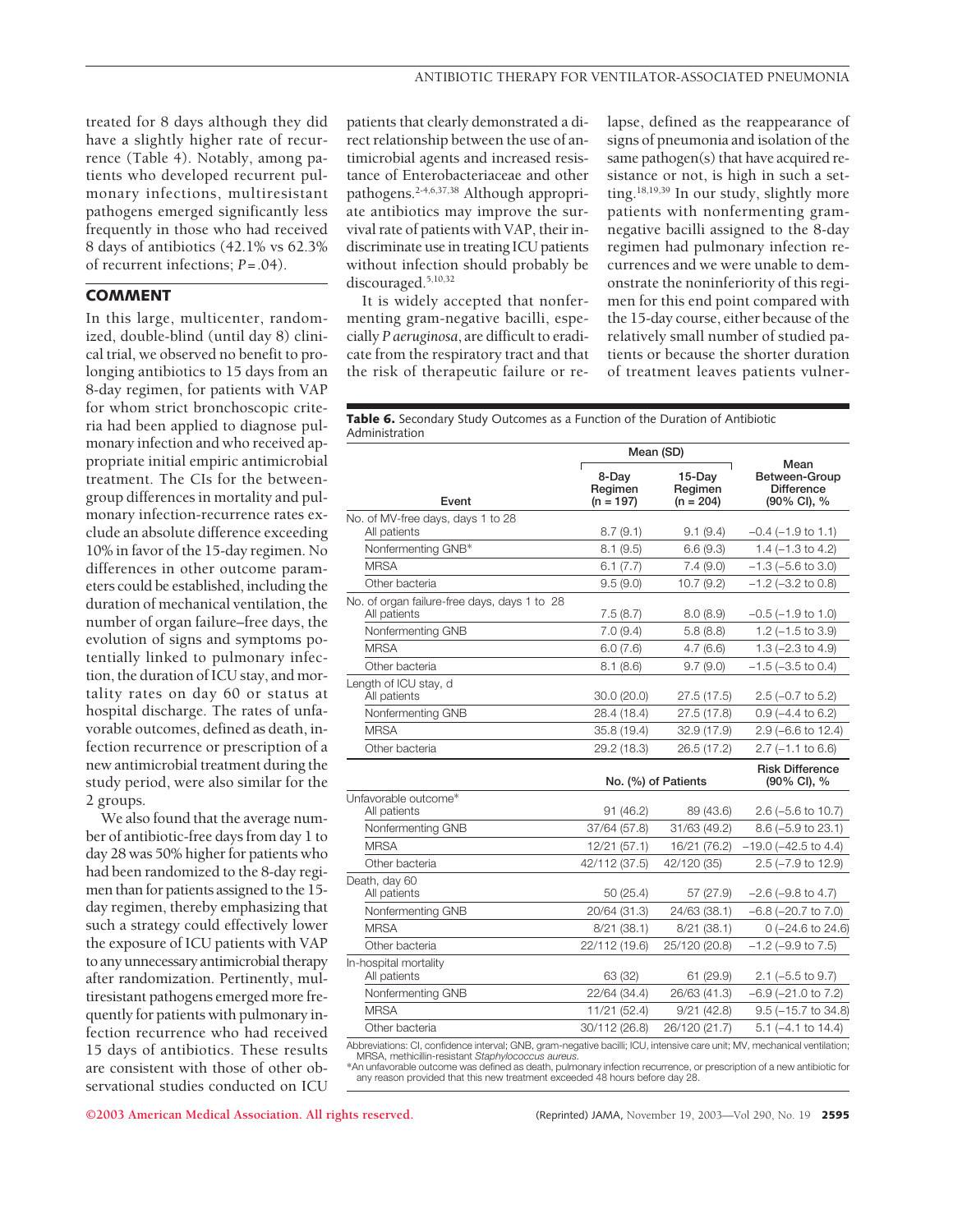treated for 8 days although they did have a slightly higher rate of recurrence (Table 4). Notably, among patients who developed recurrent pulmonary infections, multiresistant pathogens emerged significantly less frequently in those who had received 8 days of antibiotics (42.1% vs 62.3% of recurrent infections; $P = .04$).

## COMMENT

In this large, multicenter, randomized, double-blind (until day 8) clinical trial, we observed no benefit to prolonging antibiotics to 15 days from an 8-day regimen, for patients with VAP for whom strict bronchoscopic criteria had been applied to diagnose pulmonary infection and who received appropriate initial empiric antimicrobial treatment. The CIs for the between-group differences in mortality and pulmonary infection-recurrence rates exclude an absolute difference exceeding 10% in favor of the 15-day regimen. No differences in other outcome parameters could be established, including the duration of mechanical ventilation, the number of organ failure–free days, the evolution of signs and symptoms potentially linked to pulmonary infection, the duration of ICU stay, and mortality rates on day 60 or status at hospital discharge. The rates of unfavorable outcomes, defined as death, infection recurrence or prescription of a new antimicrobial treatment during the study period, were also similar for the 2 groups.

We also found that the average number of antibiotic-free days from day 1 to day 28 was 50% higher for patients who had been randomized to the 8-day regimen than for patients assigned to the 15-day regimen, thereby emphasizing that such a strategy could effectively lower the exposure of ICU patients with VAP to any unnecessary antimicrobial therapy after randomization. Pertinently, multiresistant pathogens emerged more frequently for patients with pulmonary infection recurrence who had received 15 days of antibiotics. These results are consistent with those of other observational studies conducted on ICU patients that clearly demonstrated a direct relationship between the use of antimicrobial agents and increased resistance of Enterobacteriaceae and other pathogens.[2-4,6,37,38] Although appropriate antibiotics may improve the survival rate of patients with VAP, their indiscriminate use in treating ICU patients without infection should probably be discouraged.[5,10,32]

It is widely accepted that nonfermenting gram-negative bacilli, especially *P aeruginosa*, are difficult to eradicate from the respiratory tract and that the risk of therapeutic failure or relapse, defined as the reappearance of signs of pneumonia and isolation of the same pathogen(s) that have acquired resistance or not, is high in such a setting.[18,19,39] In our study, slightly more patients with nonfermenting gram-negative bacilli assigned to the 8-day regimen had pulmonary infection recurrences and we were unable to demonstrate the noninferiority of this regimen for this end point compared with the 15-day course, either because of the relatively small number of studied patients or because the shorter duration of treatment leaves patients vulner-

**Table 6.** Secondary Study Outcomes as a Function of the Duration of Antibiotic Administration

| Event | Mean (SD) | | Mean Between-Group Difference (90% CI), % |
|---|---|---|---|
| | 8-Day Regimen (n = 197) | 15-Day Regimen (n = 204) | |
| **No. of MV-free days, days 1 to 28** | | | |
| All patients | 8.7 (9.1) | 9.1 (9.4) | −0.4 (−1.9 to 1.1) |
| Nonfermenting GNB* | 8.1 (9.5) | 6.6 (9.3) | 1.4 (−1.3 to 4.2) |
| MRSA | 6.1 (7.7) | 7.4 (9.0) | −1.3 (−5.6 to 3.0) |
| Other bacteria | 9.5 (9.0) | 10.7 (9.2) | −1.2 (−3.2 to 0.8) |
| **No. of organ failure-free days, days 1 to 28** | | | |
| All patients | 7.5 (8.7) | 8.0 (8.9) | −0.5 (−1.9 to 1.0) |
| Nonfermenting GNB | 7.0 (9.4) | 5.8 (8.8) | 1.2 (−1.5 to 3.9) |
| MRSA | 6.0 (7.6) | 4.7 (6.6) | 1.3 (−2.3 to 4.9) |
| Other bacteria | 8.1 (8.6) | 9.7 (9.0) | −1.5 (−3.5 to 0.4) |
| **Length of ICU stay, d** | | | |
| All patients | 30.0 (20.0) | 27.5 (17.5) | 2.5 (−0.7 to 5.2) |
| Nonfermenting GNB | 28.4 (18.4) | 27.5 (17.8) | 0.9 (−4.4 to 6.2) |
| MRSA | 35.8 (19.4) | 32.9 (17.9) | 2.9 (−6.6 to 12.4) |
| Other bacteria | 29.2 (18.3) | 26.5 (17.2) | 2.7 (−1.1 to 6.6) |
| | **No. (%) of Patients** | | **Risk Difference (90% CI), %** |
| **Unfavorable outcome*** | | | |
| All patients | 91 (46.2) | 89 (43.6) | 2.6 (−5.6 to 10.7) |
| Nonfermenting GNB | 37/64 (57.8) | 31/63 (49.2) | 8.6 (−5.9 to 23.1) |
| MRSA | 12/21 (57.1) | 16/21 (76.2) | −19.0 (−42.5 to 4.4) |
| Other bacteria | 42/112 (37.5) | 42/120 (35) | 2.5 (−7.9 to 12.9) |
| **Death, day 60** | | | |
| All patients | 50 (25.4) | 57 (27.9) | −2.6 (−9.8 to 4.7) |
| Nonfermenting GNB | 20/64 (31.3) | 24/63 (38.1) | −6.8 (−20.7 to 7.0) |
| MRSA | 8/21 (38.1) | 8/21 (38.1) | 0 (−24.6 to 24.6) |
| Other bacteria | 22/112 (19.6) | 25/120 (20.8) | −1.2 (−9.9 to 7.5) |
| **In-hospital mortality** | | | |
| All patients | 63 (32) | 61 (29.9) | 2.1 (−5.5 to 9.7) |
| Nonfermenting GNB | 22/64 (34.4) | 26/63 (41.3) | −6.9 (−21.0 to 7.2) |
| MRSA | 11/21 (52.4) | 9/21 (42.8) | 9.5 (−15.7 to 34.8) |
| Other bacteria | 30/112 (26.8) | 26/120 (21.7) | 5.1 (−4.1 to 14.4) |

Abbreviations: CI, confidence interval; GNB, gram-negative bacilli; ICU, intensive care unit; MV, mechanical ventilation; MRSA, methicillin-resistant *Staphylococcus aureus*.
*An unfavorable outcome was defined as death, pulmonary infection recurrence, or prescription of a new antibiotic for any reason provided that this new treatment exceeded 48 hours before day 28.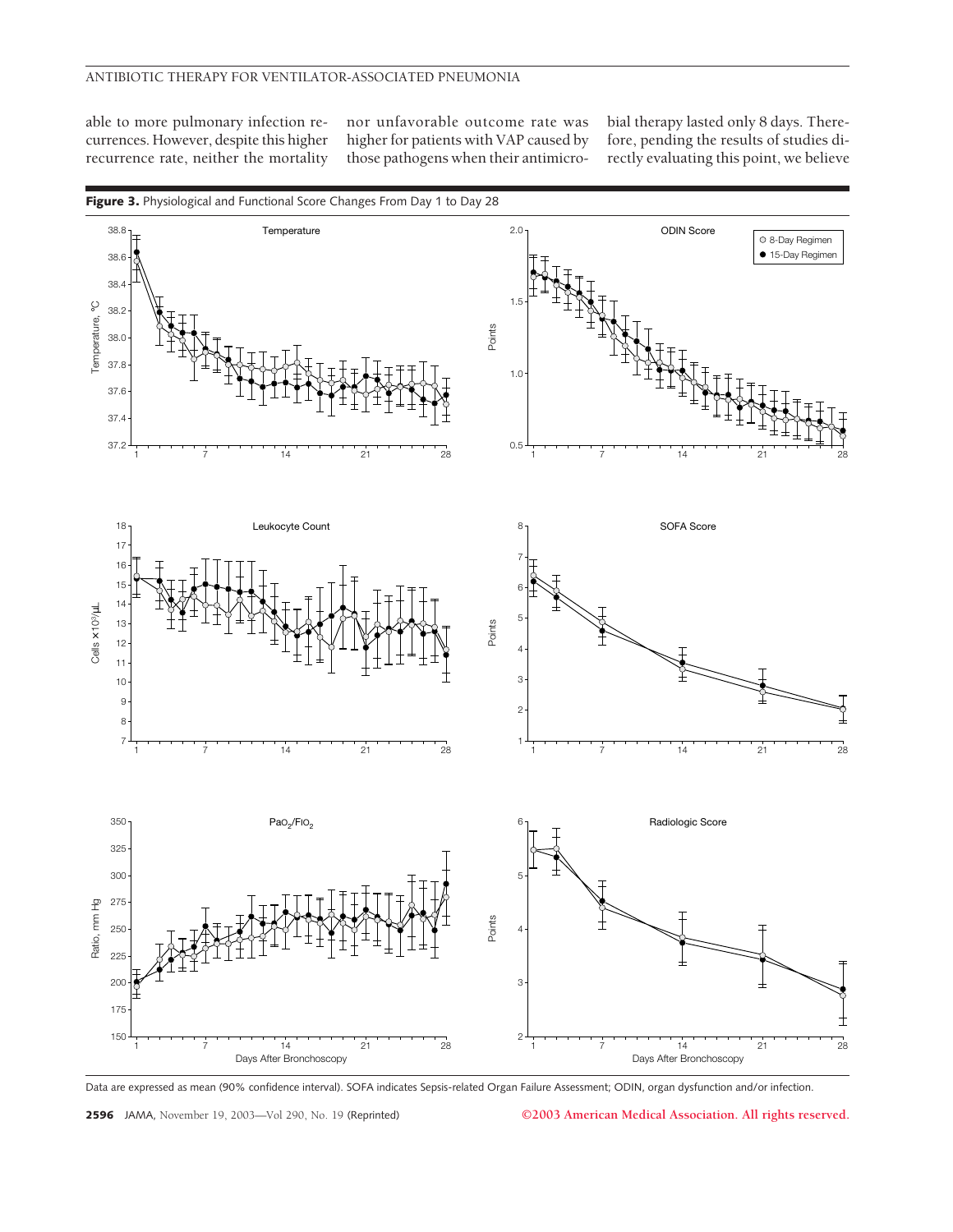able to more pulmonary infection recurrences. However, despite this higher recurrence rate, neither the mortality nor unfavorable outcome rate was higher for patients with VAP caused by those pathogens when their antimicrobial therapy lasted only 8 days. Therefore, pending the results of studies directly evaluating this point, we believe

**Figure 3.** Physiological and Functional Score Changes From Day 1 to Day 28

Data are expressed as mean (90% confidence interval). SOFA indicates Sepsis-related Organ Failure Assessment; ODIN, organ dysfunction and/or infection.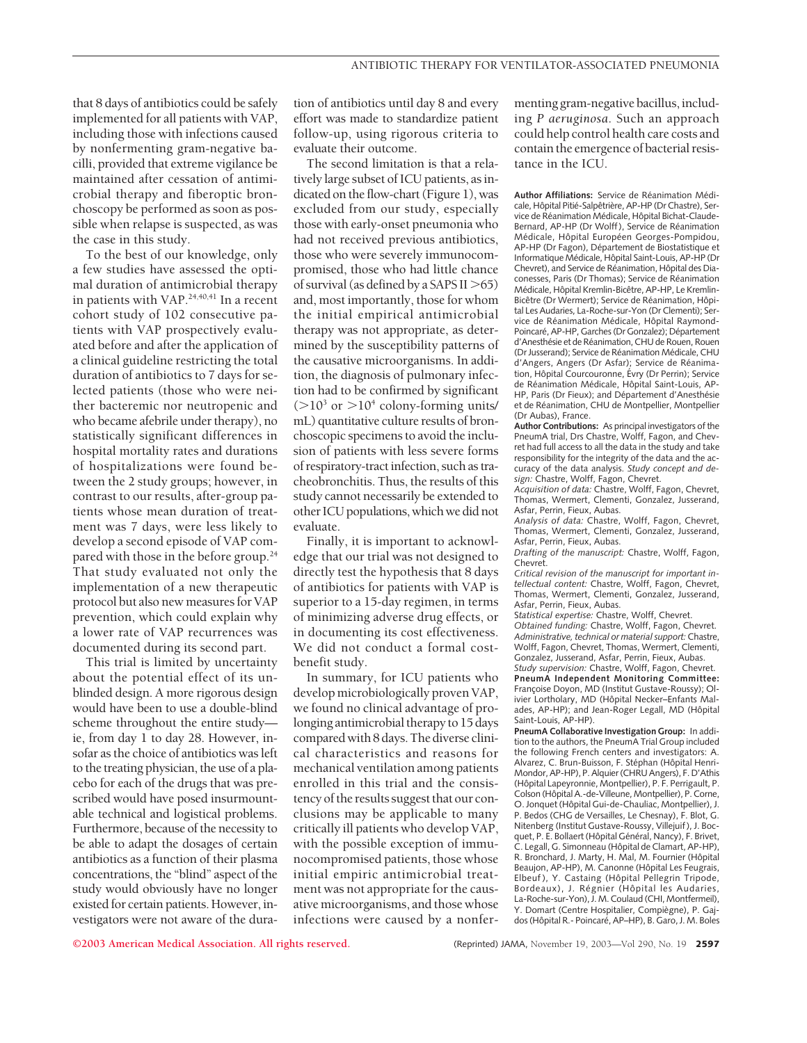that 8 days of antibiotics could be safely implemented for all patients with VAP, including those with infections caused by nonfermenting gram-negative bacilli, provided that extreme vigilance be maintained after cessation of antimicrobial therapy and fiberoptic bronchoscopy be performed as soon as possible when relapse is suspected, as was the case in this study.

To the best of our knowledge, only a few studies have assessed the optimal duration of antimicrobial therapy in patients with VAP.[24,40,41] In a recent cohort study of 102 consecutive patients with VAP prospectively evaluated before and after the application of a clinical guideline restricting the total duration of antibiotics to 7 days for selected patients (those who were neither bacteremic nor neutropenic and who became afebrile under therapy), no statistically significant differences in hospital mortality rates and durations of hospitalizations were found between the 2 study groups; however, in contrast to our results, after-group patients whose mean duration of treatment was 7 days, were less likely to develop a second episode of VAP compared with those in the before group.[24] That study evaluated not only the implementation of a new therapeutic protocol but also new measures for VAP prevention, which could explain why a lower rate of VAP recurrences was documented during its second part.

This trial is limited by uncertainty about the potential effect of its unblinded design. A more rigorous design would have been to use a double-blind scheme throughout the entire study—ie, from day 1 to day 28. However, insofar as the choice of antibiotics was left to the treating physician, the use of a placebo for each of the drugs that was prescribed would have posed insurmountable technical and logistical problems. Furthermore, because of the necessity to be able to adapt the dosages of certain antibiotics as a function of their plasma concentrations, the "blind" aspect of the study would obviously have no longer existed for certain patients. However, investigators were not aware of the duration of antibiotics until day 8 and every effort was made to standardize patient follow-up, using rigorous criteria to evaluate their outcome.

The second limitation is that a relatively large subset of ICU patients, as indicated on the flow-chart (Figure 1), was excluded from our study, especially those with early-onset pneumonia who had not received previous antibiotics, those who were severely immunocompromised, those who had little chance of survival (as defined by a SAPS II $>65$) and, most importantly, those for whom the initial empirical antimicrobial therapy was not appropriate, as determined by the susceptibility patterns of the causative microorganisms. In addition, the diagnosis of pulmonary infection had to be confirmed by significant ($>10^3$ or $>10^4$ colony-forming units/mL) quantitative culture results of bronchoscopic specimens to avoid the inclusion of patients with less severe forms of respiratory-tract infection, such as tracheobronchitis. Thus, the results of this study cannot necessarily be extended to other ICU populations, which we did not evaluate.

Finally, it is important to acknowledge that our trial was not designed to directly test the hypothesis that 8 days of antibiotics for patients with VAP is superior to a 15-day regimen, in terms of minimizing adverse drug effects, or in documenting its cost effectiveness. We did not conduct a formal cost-benefit study.

In summary, for ICU patients who develop microbiologically proven VAP, we found no clinical advantage of prolonging antimicrobial therapy to 15 days compared with 8 days. The diverse clinical characteristics and reasons for mechanical ventilation among patients enrolled in this trial and the consistency of the results suggest that our conclusions may be applicable to many critically ill patients who develop VAP, with the possible exception of immunocompromised patients, those whose initial empiric antimicrobial treatment was not appropriate for the causative microorganisms, and those whose infections were caused by a nonfermenting gram-negative bacillus, including *P aeruginosa*. Such an approach could help control health care costs and contain the emergence of bacterial resistance in the ICU.

**Author Affiliations:** Service de Réanimation Médicale, Hôpital Pitié-Salpêtrière, AP-HP (Dr Chastre), Service de Réanimation Médicale, Hôpital Bichat-Claude-Bernard, AP-HP (Dr Wolff), Service de Réanimation Médicale, Hôpital Européen Georges-Pompidou, AP-HP (Dr Fagon), Département de Biostatistique et Informatique Médicale, Hôpital Saint-Louis, AP-HP (Dr Chevret), and Service de Réanimation, Hôpital des Diaconesses, Paris (Dr Thomas); Service de Réanimation Médicale, Hôpital Kremlin-Bicêtre, AP-HP, Le Kremlin-Bicêtre (Dr Wermert); Service de Réanimation, Hôpital Les Audaries, La-Roche-sur-Yon (Dr Clementi); Service de Réanimation Médicale, Hôpital Raymond-Poincaré, AP-HP, Garches (Dr Gonzalez); Département d'Anesthésie et de Réanimation, CHU de Rouen, Rouen (Dr Jusserand); Service de Réanimation Médicale, CHU d'Angers, Angers (Dr Asfar); Service de Réanimation, Hôpital Courcouronne, Évry (Dr Perrin); Service de Réanimation Médicale, Hôpital Saint-Louis, AP-HP, Paris (Dr Fieux); and Département d'Anesthésie et de Réanimation, CHU de Montpellier, Montpellier (Dr Aubas), France.

**Author Contributions:** As principal investigators of the PneumA trial, Drs Chastre, Wolff, Fagon, and Chevret had full access to all the data in the study and take responsibility for the integrity of the data and the accuracy of the data analysis. *Study concept and design:* Chastre, Wolff, Fagon, Chevret.

*Acquisition of data:* Chastre, Wolff, Fagon, Chevret, Thomas, Wermert, Clementi, Gonzalez, Jusserand, Asfar, Perrin, Fieux, Aubas.

*Analysis of data:* Chastre, Wolff, Fagon, Chevret, Thomas, Wermert, Clementi, Gonzalez, Jusserand, Asfar, Perrin, Fieux, Aubas.

*Drafting of the manuscript:* Chastre, Wolff, Fagon, Chevret.

*Critical revision of the manuscript for important intellectual content:* Chastre, Wolff, Fagon, Chevret, Thomas, Wermert, Clementi, Gonzalez, Jusserand, Asfar, Perrin, Fieux, Aubas.

*Statistical expertise:* Chastre, Wolff, Chevret.

*Obtained funding:* Chastre, Wolff, Fagon, Chevret.

*Administrative, technical or material support:* Chastre, Wolff, Fagon, Chevret, Thomas, Wermert, Clementi, Gonzalez, Jusserand, Asfar, Perrin, Fieux, Aubas.

*Study supervision:* Chastre, Wolff, Fagon, Chevret.

**PneumA Independent Monitoring Committee:** Françoise Doyon, MD (Institut Gustave-Roussy); Olivier Lortholary, MD (Hôpital Necker–Enfants Malades, AP-HP); and Jean-Roger Legall, MD (Hôpital Saint-Louis, AP-HP).

**PneumA Collaborative Investigation Group:** In addition to the authors, the PneumA Trial Group included the following French centers and investigators: A. Alvarez, C. Brun-Buisson, F. Stéphan (Hôpital Henri-Mondor, AP-HP), P. Alquier (CHRU Angers), F. D'Athis (Hôpital Lapeyronnie, Montpellier), P. F. Perrigault, P. Colson (Hôpital A.-de-Villeune, Montpellier), P. Corne, O. Jonquet (Hôpital Gui-de-Chauliac, Montpellier), J. P. Bedos (CHG de Versailles, Le Chesnay), F. Blot, G. Nitenberg (Institut Gustave-Roussy, Villejuif), J. Bocquet, P. E. Bollaert (Hôpital Général, Nancy), F. Brivet, C. Legall, G. Simonneau (Hôpital de Clamart, AP-HP), R. Bronchard, J. Marty, H. Mal, M. Fournier (Hôpital Beaujon, AP-HP), M. Canonne (Hôpital Les Feugrais, Elbeuf), Y. Castaing (Hôpital Pellegrin Tripode, Bordeaux), J. Régnier (Hôpital les Audaries, La-Roche-sur-Yon), J. M. Coulaud (CHI, Montfermeil), Y. Domart (Centre Hospitalier, Compiègne), P. Gajdos (Hôpital R.- Poincaré, AP–HP), B. Garo, J. M. Boles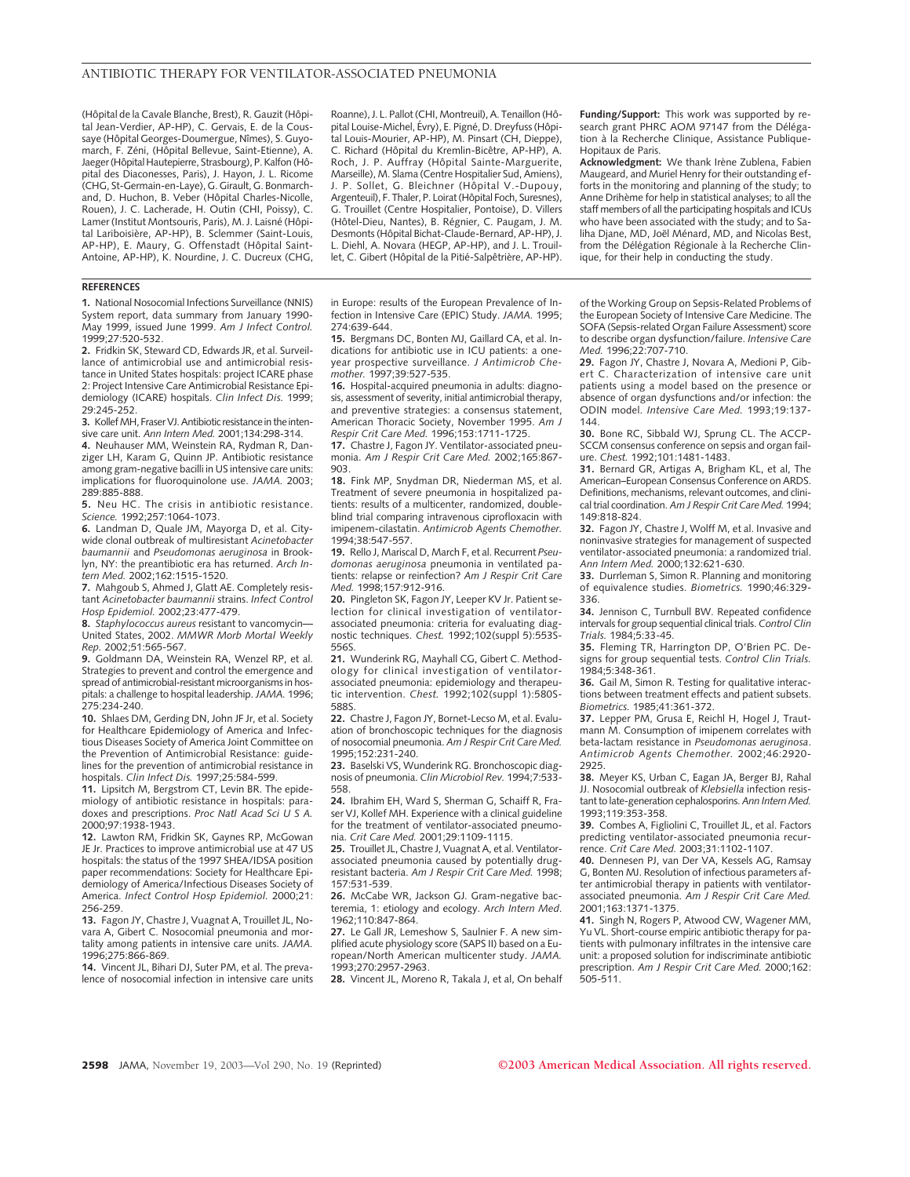(Hôpital de la Cavale Blanche, Brest), R. Gauzit (Hôpital Jean-Verdier, AP-HP), C. Gervais, E. de la Coussaye (Hôpital Georges-Doumergue, Nîmes), S. Guyomarch, F. Zéni, (Hôpital Bellevue, Saint-Etienne), A. Jaeger (Hôpital Hautepierre, Strasbourg), P. Kalfon (Hôpital des Diaconesses, Paris), J. Hayon, J. L. Ricome (CHG, St-Germain-en-Laye), G. Girault, G. Bonmarchand, D. Huchon, B. Veber (Hôpital Charles-Nicolle, Rouen), J. C. Lacherade, H. Outin (CHI, Poissy), C. Lamer (Institut Montsouris, Paris), M. J. Laisné (Hôpital Lariboisière, AP-HP), B. Sclemmer (Saint-Louis, AP-HP), E. Maury, G. Offenstadt (Hôpital Saint-Antoine, AP-HP), K. Nourdine, J. C. Ducreux (CHG, Roanne), J. L. Pallot (CHI, Montreuil), A. Tenaillon (Hôpital Louise-Michel, Évry), E. Pigné, D. Dreyfuss (Hôpital Louis-Mourier, AP-HP), M. Pinsart (CH, Dieppe), C. Richard (Hôpital du Kremlin-Bicêtre, AP-HP), A. Roch, J. P. Auffray (Hôpital Sainte-Marguerite, Marseille), M. Slama (Centre Hospitalier Sud, Amiens), J. P. Sollet, G. Bleichner (Hôpital V.-Dupouy, Argenteuil), F. Thaler, P. Loirat (Hôpital Foch, Suresnes), G. Trouillet (Centre Hospitalier, Pontoise), D. Villers (Hôtel-Dieu, Nantes), B. Régnier, C. Paugam, J. M. Desmonts (Hôpital Bichat-Claude-Bernard, AP-HP), J. L. Diehl, A. Novara (HEGP, AP-HP), and J. L. Trouillet, C. Gibert (Hôpital de la Pitié-Salpêtrière, AP-HP).

**Funding/Support:** This work was supported by research grant PHRC AOM 97147 from the Délégation à la Recherche Clinique, Assistance Publique-Hopitaux de Paris.

**Acknowledgment:** We thank Irène Zublena, Fabien Maugeard, and Muriel Henry for their outstanding efforts in the monitoring and planning of the study; to Anne Drihème for help in statistical analyses; to all the staff members of all the participating hospitals and ICUs who have been associated with the study; and to Saliha Djane, MD, Joël Ménard, MD, and Nicolas Best, from the Délégation Régionale à la Recherche Clinique, for their help in conducting the study.

## REFERENCES

1. National Nosocomial Infections Surveillance (NNIS) System report, data summary from January 1990-May 1999, issued June 1999. *Am J Infect Control.* 1999;27:520-532.
2. Fridkin SK, Steward CD, Edwards JR, et al. Surveillance of antimicrobial use and antimicrobial resistance in United States hospitals: project ICARE phase 2: Project Intensive Care Antimicrobial Resistance Epidemiology (ICARE) hospitals. *Clin Infect Dis.* 1999; 29:245-252.
3. Kollef MH, Fraser VJ. Antibiotic resistance in the intensive care unit. *Ann Intern Med.* 2001;134:298-314.
4. Neuhauser MM, Weinstein RA, Rydman R, Danziger LH, Karam G, Quinn JP. Antibiotic resistance among gram-negative bacilli in US intensive care units: implications for fluoroquinolone use. *JAMA.* 2003; 289:885-888.
5. Neu HC. The crisis in antibiotic resistance. *Science.* 1992;257:1064-1073.
6. Landman D, Quale JM, Mayorga D, et al. Citywide clonal outbreak of multiresistant *Acinetobacter baumannii* and *Pseudomonas aeruginosa* in Brooklyn, NY: the preantibiotic era has returned. *Arch Intern Med.* 2002;162:1515-1520.
7. Mahgoub S, Ahmed J, Glatt AE. Completely resistant *Acinetobacter baumannii* strains. *Infect Control Hosp Epidemiol.* 2002;23:477-479.
8. *Staphylococcus aureus* resistant to vancomycin—United States, 2002. *MMWR Morb Mortal Weekly Rep.* 2002;51:565-567.
9. Goldmann DA, Weinstein RA, Wenzel RP, et al. Strategies to prevent and control the emergence and spread of antimicrobial-resistant microorganisms in hospitals: a challenge to hospital leadership. *JAMA.* 1996; 275:234-240.
10. Shlaes DM, Gerding DN, John JF Jr, et al. Society for Healthcare Epidemiology of America and Infectious Diseases Society of America Joint Committee on the Prevention of Antimicrobial Resistance: guidelines for the prevention of antimicrobial resistance in hospitals. *Clin Infect Dis.* 1997;25:584-599.
11. Lipsitch M, Bergstrom CT, Levin BR. The epidemiology of antibiotic resistance in hospitals: paradoxes and prescriptions. *Proc Natl Acad Sci U S A.* 2000;97:1938-1943.
12. Lawton RM, Fridkin SK, Gaynes RP, McGowan JE Jr. Practices to improve antimicrobial use at 47 US hospitals: the status of the 1997 SHEA/IDSA position paper recommendations: Society for Healthcare Epidemiology of America/Infectious Diseases Society of America. *Infect Control Hosp Epidemiol.* 2000;21: 256-259.
13. Fagon JY, Chastre J, Vuagnat A, Trouillet JL, Novara A, Gibert C. Nosocomial pneumonia and mortality among patients in intensive care units. *JAMA.* 1996;275:866-869.
14. Vincent JL, Bihari DJ, Suter PM, et al. The prevalence of nosocomial infection in intensive care units in Europe: results of the European Prevalence of Infection in Intensive Care (EPIC) Study. *JAMA.* 1995; 274:639-644.
15. Bergmans DC, Bonten MJ, Gaillard CA, et al. Indications for antibiotic use in ICU patients: a one-year prospective surveillance. *J Antimicrob Chemother.* 1997;39:527-535.
16. Hospital-acquired pneumonia in adults: diagnosis, assessment of severity, initial antimicrobial therapy, and preventive strategies: a consensus statement, American Thoracic Society, November 1995. *Am J Respir Crit Care Med.* 1996;153:1711-1725.
17. Chastre J, Fagon JY. Ventilator-associated pneumonia. *Am J Respir Crit Care Med.* 2002;165:867-903.
18. Fink MP, Snydman DR, Niederman MS, et al. Treatment of severe pneumonia in hospitalized patients: results of a multicenter, randomized, double-blind trial comparing intravenous ciprofloxacin with imipenem-cilastatin. *Antimicrob Agents Chemother.* 1994;38:547-557.
19. Rello J, Mariscal D, March F, et al. Recurrent *Pseudomonas aeruginosa* pneumonia in ventilated patients: relapse or reinfection? *Am J Respir Crit Care Med.* 1998;157:912-916.
20. Pingleton SK, Fagon JY, Leeper KV Jr. Patient selection for clinical investigation of ventilator-associated pneumonia: criteria for evaluating diagnostic techniques. *Chest.* 1992;102(suppl 5):553S-556S.
21. Wunderink RG, Mayhall CG, Gibert C. Methodology for clinical investigation of ventilator-associated pneumonia: epidemiology and therapeutic intervention. *Chest.* 1992;102(suppl 1):580S-588S.
22. Chastre J, Fagon JY, Bornet-Lecso M, et al. Evaluation of bronchoscopic techniques for the diagnosis of nosocomial pneumonia. *Am J Respir Crit Care Med.* 1995;152:231-240.
23. Baselski VS, Wunderink RG. Bronchoscopic diagnosis of pneumonia. *Clin Microbiol Rev.* 1994;7:533-558.
24. Ibrahim EH, Ward S, Sherman G, Schaiff R, Fraser VJ, Kollef MH. Experience with a clinical guideline for the treatment of ventilator-associated pneumonia. *Crit Care Med.* 2001;29:1109-1115.
25. Trouillet JL, Chastre J, Vuagnat A, et al. Ventilator-associated pneumonia caused by potentially drug-resistant bacteria. *Am J Respir Crit Care Med.* 1998; 157:531-539.
26. McCabe WR, Jackson GJ. Gram-negative bacteremia, 1: etiology and ecology. *Arch Intern Med.* 1962;110:847-864.
27. Le Gall JR, Lemeshow S, Saulnier F. A new simplified acute physiology score (SAPS II) based on a European/North American multicenter study. *JAMA.* 1993;270:2957-2963.
28. Vincent JL, Moreno R, Takala J, et al, On behalf of the Working Group on Sepsis-Related Problems of the European Society of Intensive Care Medicine. The SOFA (Sepsis-related Organ Failure Assessment) score to describe organ dysfunction/failure. *Intensive Care Med.* 1996;22:707-710.
29. Fagon JY, Chastre J, Novara A, Medioni P, Gibert C. Characterization of intensive care unit patients using a model based on the presence or absence of organ dysfunctions and/or infection: the ODIN model. *Intensive Care Med.* 1993;19:137-144.
30. Bone RC, Sibbald WJ, Sprung CL. The ACCP-SCCM consensus conference on sepsis and organ failure. *Chest.* 1992;101:1481-1483.
31. Bernard GR, Artigas A, Brigham KL, et al, The American–European Consensus Conference on ARDS. Definitions, mechanisms, relevant outcomes, and clinical trial coordination. *Am J Respir Crit Care Med.* 1994; 149:818-824.
32. Fagon JY, Chastre J, Wolff M, et al. Invasive and noninvasive strategies for management of suspected ventilator-associated pneumonia: a randomized trial. *Ann Intern Med.* 2000;132:621-630.
33. Durrleman S, Simon R. Planning and monitoring of equivalence studies. *Biometrics.* 1990;46:329-336.
34. Jennison C, Turnbull BW. Repeated confidence intervals for group sequential clinical trials. *Control Clin Trials.* 1984;5:33-45.
35. Fleming TR, Harrington DP, O'Brien PC. Designs for group sequential tests. *Control Clin Trials.* 1984;5:348-361.
36. Gail M, Simon R. Testing for qualitative interactions between treatment effects and patient subsets. *Biometrics.* 1985;41:361-372.
37. Lepper PM, Grusa E, Reichl H, Hogel J, Trautmann M. Consumption of imipenem correlates with beta-lactam resistance in *Pseudomonas aeruginosa*. *Antimicrob Agents Chemother.* 2002;46:2920-2925.
38. Meyer KS, Urban C, Eagan JA, Berger BJ, Rahal JJ. Nosocomial outbreak of *Klebsiella* infection resistant to late-generation cephalosporins. *Ann Intern Med.* 1993;119:353-358.
39. Combes A, Figliolini C, Trouillet JL, et al. Factors predicting ventilator-associated pneumonia recurrence. *Crit Care Med.* 2003;31:1102-1107.
40. Dennesen PJ, van Der VA, Kessels AG, Ramsay G, Bonten MJ. Resolution of infectious parameters after antimicrobial therapy in patients with ventilator-associated pneumonia. *Am J Respir Crit Care Med.* 2001;163:1371-1375.
41. Singh N, Rogers P, Atwood CW, Wagener MM, Yu VL. Short-course empiric antibiotic therapy for patients with pulmonary infiltrates in the intensive care unit: a proposed solution for indiscriminate antibiotic prescription. *Am J Respir Crit Care Med.* 2000;162: 505-511.